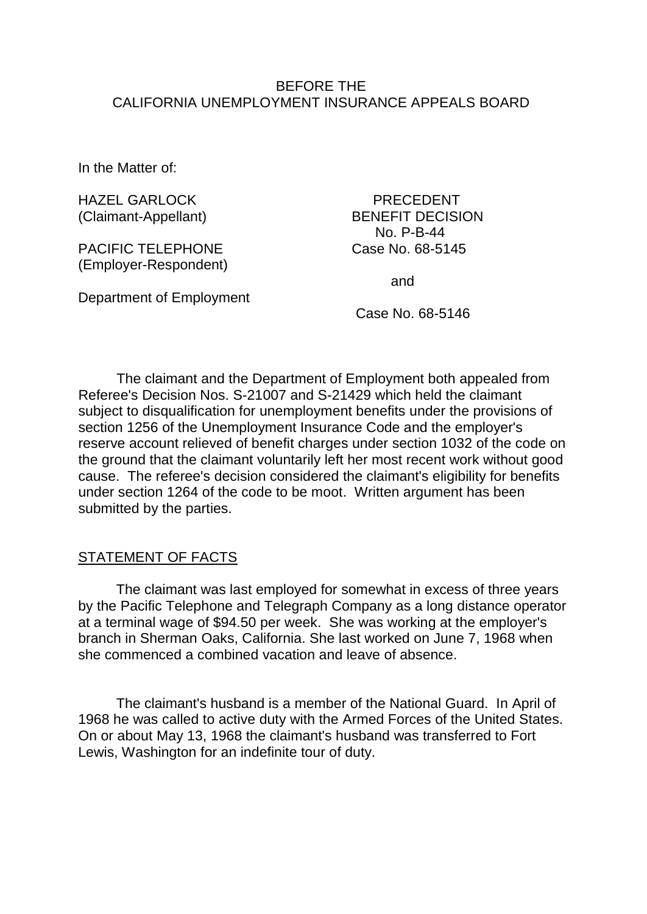BEFORE THE
CALIFORNIA UNEMPLOYMENT INSURANCE APPEALS BOARD

In the Matter of:

| | |
|---|---|
| HAZEL GARLOCK (Claimant-Appellant) | PRECEDENT BENEFIT DECISION No. P-B-44 |
| PACIFIC TELEPHONE (Employer-Respondent) | Case No. 68-5145 |
| | and |
| Department of Employment | Case No. 68-5146 |

The claimant and the Department of Employment both appealed from Referee's Decision Nos. S-21007 and S-21429 which held the claimant subject to disqualification for unemployment benefits under the provisions of section 1256 of the Unemployment Insurance Code and the employer's reserve account relieved of benefit charges under section 1032 of the code on the ground that the claimant voluntarily left her most recent work without good cause. The referee's decision considered the claimant's eligibility for benefits under section 1264 of the code to be moot. Written argument has been submitted by the parties.

## STATEMENT OF FACTS

The claimant was last employed for somewhat in excess of three years by the Pacific Telephone and Telegraph Company as a long distance operator at a terminal wage of $94.50 per week. She was working at the employer's branch in Sherman Oaks, California. She last worked on June 7, 1968 when she commenced a combined vacation and leave of absence.

The claimant's husband is a member of the National Guard. In April of 1968 he was called to active duty with the Armed Forces of the United States. On or about May 13, 1968 the claimant's husband was transferred to Fort Lewis, Washington for an indefinite tour of duty.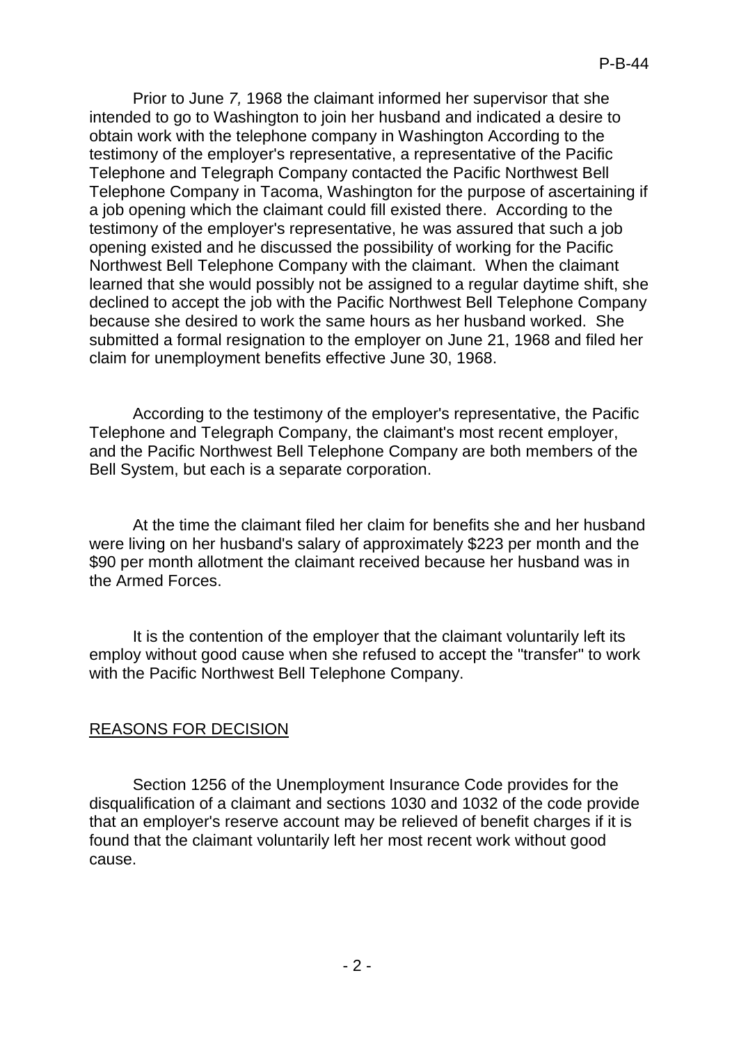Prior to June 7, 1968 the claimant informed her supervisor that she intended to go to Washington to join her husband and indicated a desire to obtain work with the telephone company in Washington According to the testimony of the employer's representative, a representative of the Pacific Telephone and Telegraph Company contacted the Pacific Northwest Bell Telephone Company in Tacoma, Washington for the purpose of ascertaining if a job opening which the claimant could fill existed there. According to the testimony of the employer's representative, he was assured that such a job opening existed and he discussed the possibility of working for the Pacific Northwest Bell Telephone Company with the claimant. When the claimant learned that she would possibly not be assigned to a regular daytime shift, she declined to accept the job with the Pacific Northwest Bell Telephone Company because she desired to work the same hours as her husband worked. She submitted a formal resignation to the employer on June 21, 1968 and filed her claim for unemployment benefits effective June 30, 1968.

According to the testimony of the employer's representative, the Pacific Telephone and Telegraph Company, the claimant's most recent employer, and the Pacific Northwest Bell Telephone Company are both members of the Bell System, but each is a separate corporation.

At the time the claimant filed her claim for benefits she and her husband were living on her husband's salary of approximately $223 per month and the $90 per month allotment the claimant received because her husband was in the Armed Forces.

It is the contention of the employer that the claimant voluntarily left its employ without good cause when she refused to accept the "transfer" to work with the Pacific Northwest Bell Telephone Company.

## REASONS FOR DECISION

Section 1256 of the Unemployment Insurance Code provides for the disqualification of a claimant and sections 1030 and 1032 of the code provide that an employer's reserve account may be relieved of benefit charges if it is found that the claimant voluntarily left her most recent work without good cause.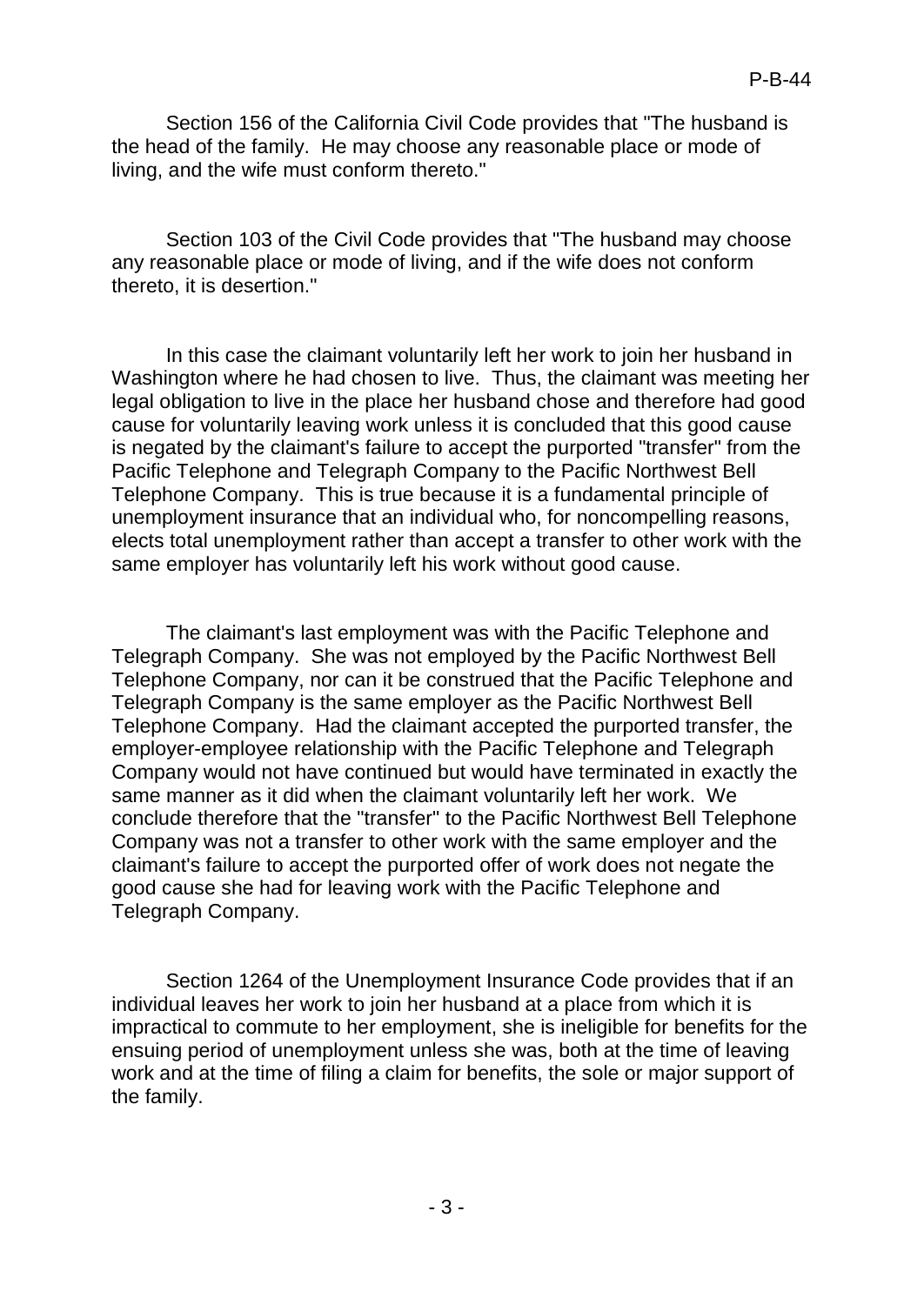Section 156 of the California Civil Code provides that "The husband is the head of the family. He may choose any reasonable place or mode of living, and the wife must conform thereto."

Section 103 of the Civil Code provides that "The husband may choose any reasonable place or mode of living, and if the wife does not conform thereto, it is desertion."

In this case the claimant voluntarily left her work to join her husband in Washington where he had chosen to live. Thus, the claimant was meeting her legal obligation to live in the place her husband chose and therefore had good cause for voluntarily leaving work unless it is concluded that this good cause is negated by the claimant's failure to accept the purported "transfer" from the Pacific Telephone and Telegraph Company to the Pacific Northwest Bell Telephone Company. This is true because it is a fundamental principle of unemployment insurance that an individual who, for noncompelling reasons, elects total unemployment rather than accept a transfer to other work with the same employer has voluntarily left his work without good cause.

The claimant's last employment was with the Pacific Telephone and Telegraph Company. She was not employed by the Pacific Northwest Bell Telephone Company, nor can it be construed that the Pacific Telephone and Telegraph Company is the same employer as the Pacific Northwest Bell Telephone Company. Had the claimant accepted the purported transfer, the employer-employee relationship with the Pacific Telephone and Telegraph Company would not have continued but would have terminated in exactly the same manner as it did when the claimant voluntarily left her work. We conclude therefore that the "transfer" to the Pacific Northwest Bell Telephone Company was not a transfer to other work with the same employer and the claimant's failure to accept the purported offer of work does not negate the good cause she had for leaving work with the Pacific Telephone and Telegraph Company.

Section 1264 of the Unemployment Insurance Code provides that if an individual leaves her work to join her husband at a place from which it is impractical to commute to her employment, she is ineligible for benefits for the ensuing period of unemployment unless she was, both at the time of leaving work and at the time of filing a claim for benefits, the sole or major support of the family.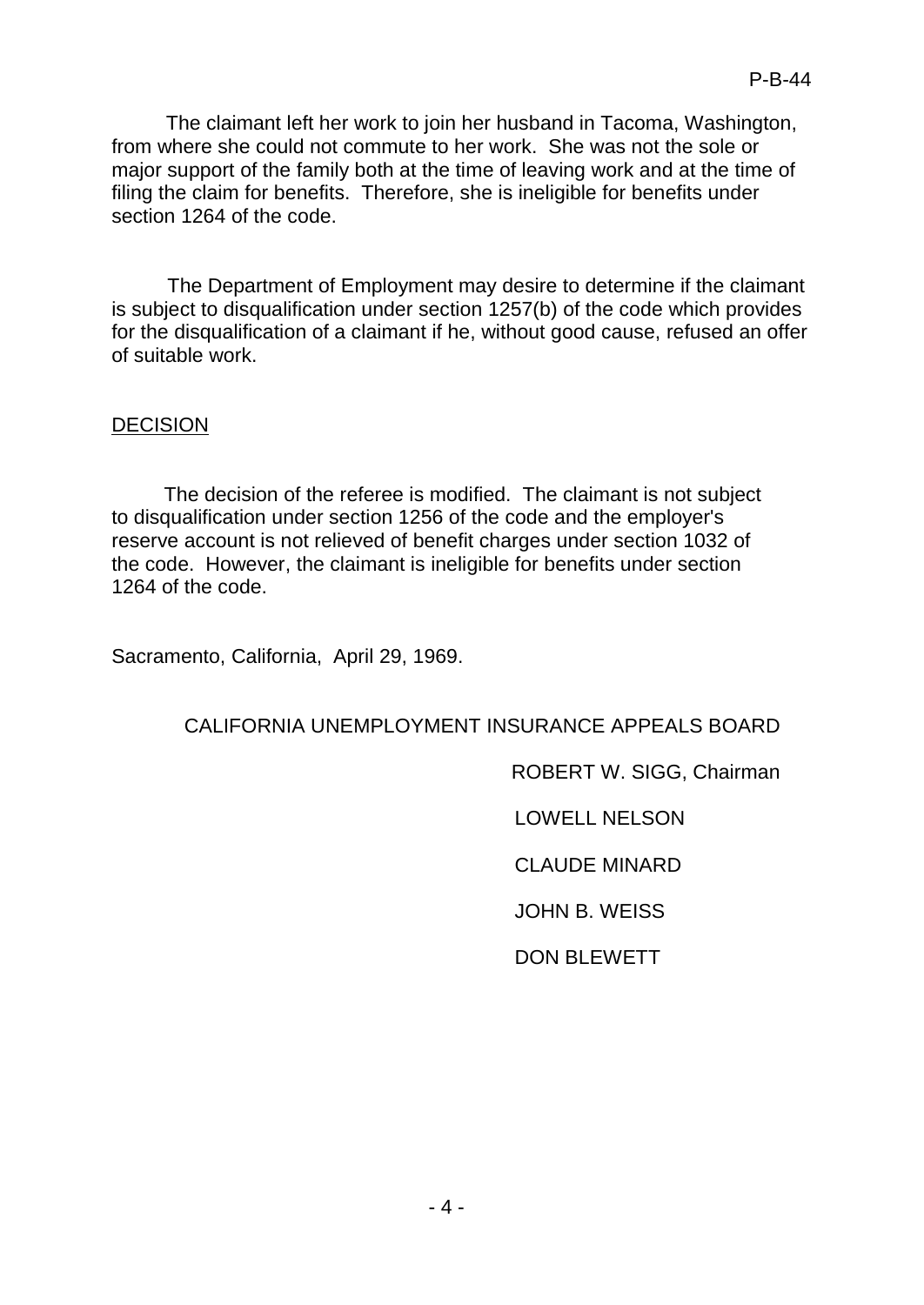The claimant left her work to join her husband in Tacoma, Washington, from where she could not commute to her work. She was not the sole or major support of the family both at the time of leaving work and at the time of filing the claim for benefits. Therefore, she is ineligible for benefits under section 1264 of the code.

The Department of Employment may desire to determine if the claimant is subject to disqualification under section 1257(b) of the code which provides for the disqualification of a claimant if he, without good cause, refused an offer of suitable work.

## DECISION

The decision of the referee is modified. The claimant is not subject to disqualification under section 1256 of the code and the employer's reserve account is not relieved of benefit charges under section 1032 of the code. However, the claimant is ineligible for benefits under section 1264 of the code.

Sacramento, California, April 29, 1969.

CALIFORNIA UNEMPLOYMENT INSURANCE APPEALS BOARD

ROBERT W. SIGG, Chairman

LOWELL NELSON

CLAUDE MINARD

JOHN B. WEISS

DON BLEWETT